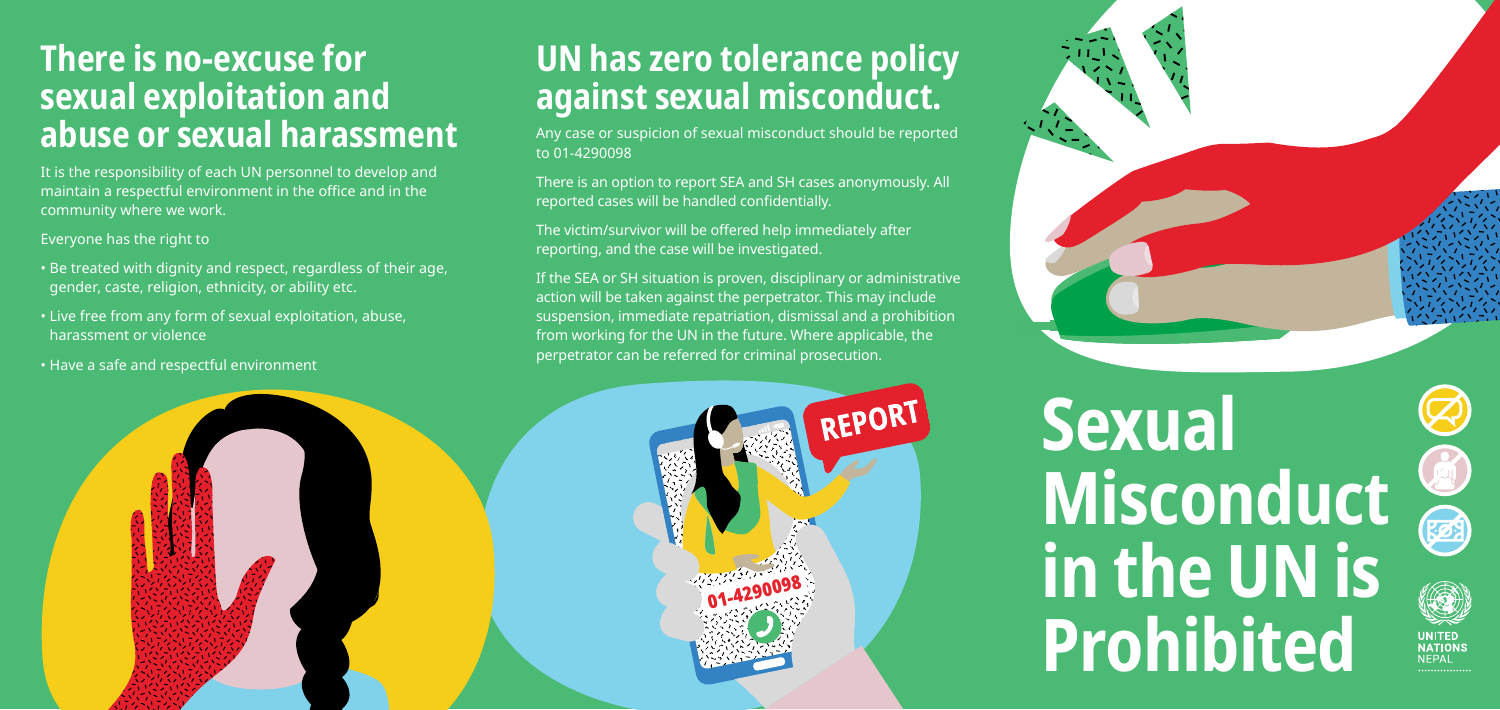## There is no-excuse for sexual exploitation and abuse or sexual harassment

It is the responsibility of each UN personnel to develop and maintain a respectful environment in the office and in the community where we work.

Everyone has the right to

- Be treated with dignity and respect, regardless of their age, gender, caste, religion, ethnicity, or ability etc.
- Live free from any form of sexual exploitation, abuse, harassment or violence
- Have a safe and respectful environment

## UN has zero tolerance policy against sexual misconduct.

Any case or suspicion of sexual misconduct should be reported to 01-4290098

There is an option to report SEA and SH cases anonymously. All reported cases will be handled confidentially.

The victim/survivor will be offered help immediately after reporting, and the case will be investigated.

If the SEA or SH situation is proven, disciplinary or administrative action will be taken against the perpetrator. This may include suspension, immediate repatriation, dismissal and a prohibition from working for the UN in the future. Where applicable, the perpetrator can be referred for criminal prosecution.

REPORT

01-4290098

# Sexual Misconduct in the UN is Prohibited

UNITED NATIONS NEPAL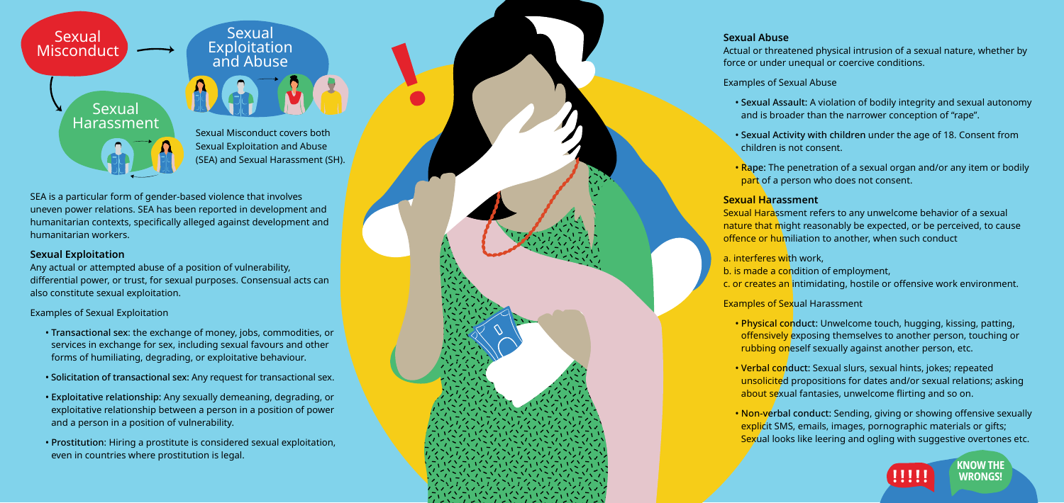Sexual Misconduct

Sexual Exploitation and Abuse

Sexual Harassment

Sexual Misconduct covers both Sexual Exploitation and Abuse (SEA) and Sexual Harassment (SH).

SEA is a particular form of gender-based violence that involves uneven power relations. SEA has been reported in development and humanitarian contexts, specifically alleged against development and humanitarian workers.

### Sexual Exploitation

Any actual or attempted abuse of a position of vulnerability, differential power, or trust, for sexual purposes. Consensual acts can also constitute sexual exploitation.

Examples of Sexual Exploitation

- **Transactional sex**: the exchange of money, jobs, commodities, or services in exchange for sex, including sexual favours and other forms of humiliating, degrading, or exploitative behaviour.
- **Solicitation of transactional sex:** Any request for transactional sex.
- **Exploitative relationship:** Any sexually demeaning, degrading, or exploitative relationship between a person in a position of power and a person in a position of vulnerability.
- **Prostitution**: Hiring a prostitute is considered sexual exploitation, even in countries where prostitution is legal.

### Sexual Abuse

Actual or threatened physical intrusion of a sexual nature, whether by force or under unequal or coercive conditions.

Examples of Sexual Abuse

- **Sexual Assault:** A violation of bodily integrity and sexual autonomy and is broader than the narrower conception of "rape".
- **Sexual Activity with children** under the age of 18. Consent from children is not consent.
- **Rape:** The penetration of a sexual organ and/or any item or bodily part of a person who does not consent.

### Sexual Harassment

Sexual Harassment refers to any unwelcome behavior of a sexual nature that might reasonably be expected, or be perceived, to cause offence or humiliation to another, when such conduct

a. interferes with work,
b. is made a condition of employment,
c. or creates an intimidating, hostile or offensive work environment.

Examples of Sexual Harassment

- **Physical conduct:** Unwelcome touch, hugging, kissing, patting, offensively exposing themselves to another person, touching or rubbing oneself sexually against another person, etc.
- **Verbal conduct:** Sexual slurs, sexual hints, jokes; repeated unsolicited propositions for dates and/or sexual relations; asking about sexual fantasies, unwelcome flirting and so on.
- **Non-verbal conduct:** Sending, giving or showing offensive sexually explicit SMS, emails, images, pornographic materials or gifts; Sexual looks like leering and ogling with suggestive overtones etc.

!!!!! KNOW THE WRONGS!